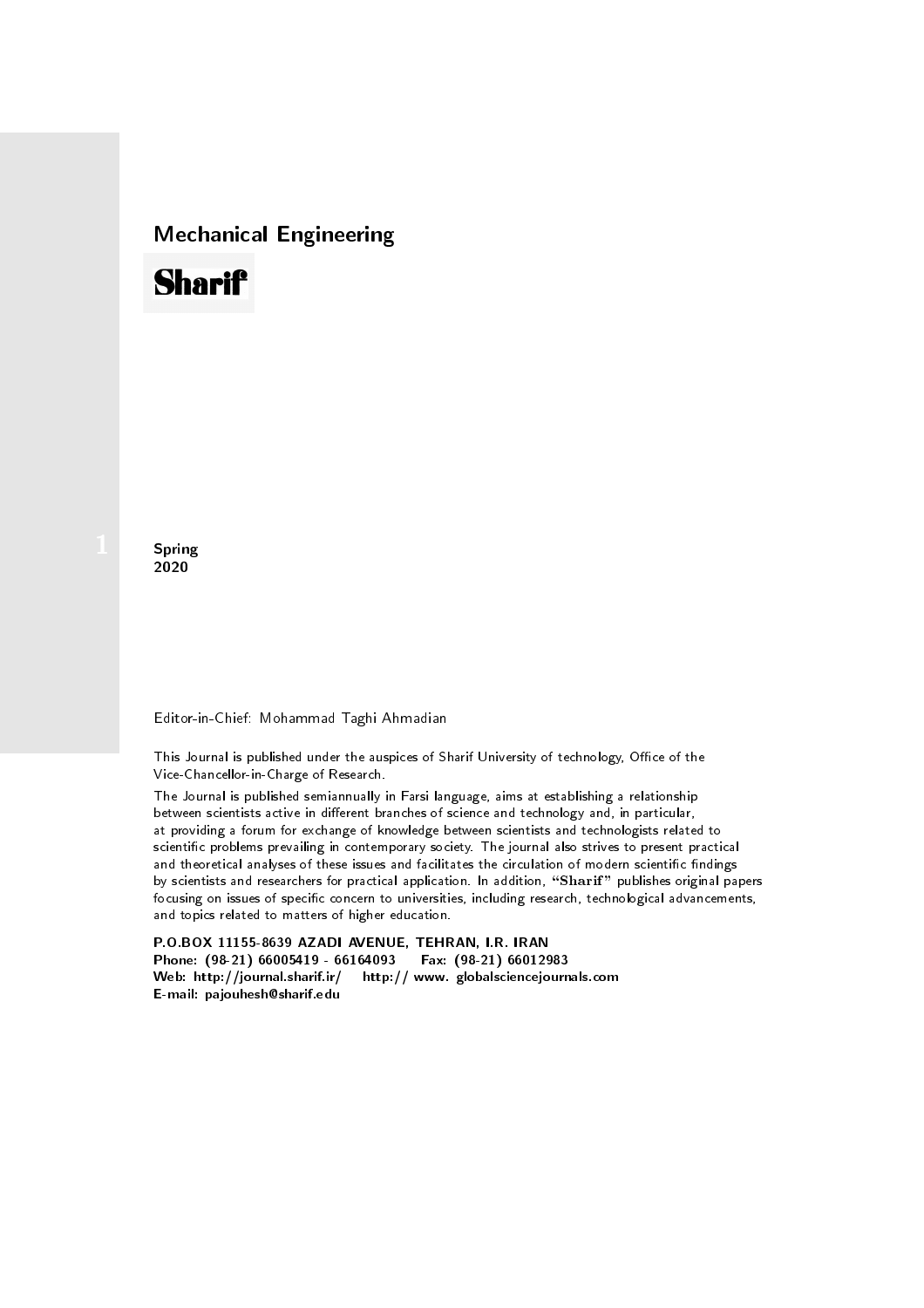## Mechanical Engineering

# Sharif

1

**Spring**
**2020**

Editor-in-Chief: Mohammad Taghi Ahmadian

This Journal is published under the auspices of Sharif University of technology, Office of the Vice-Chancellor-in-Charge of Research.

The Journal is published semiannually in Farsi language, aims at establishing a relationship between scientists active in different branches of science and technology and, in particular, at providing a forum for exchange of knowledge between scientists and technologists related to scientific problems prevailing in contemporary society. The journal also strives to present practical and theoretical analyses of these issues and facilitates the circulation of modern scientific findings by scientists and researchers for practical application. In addition, "**Sharif**" publishes original papers focusing on issues of specific concern to universities, including research, technological advancements, and topics related to matters of higher education.

**P.O.BOX 11155-8639 AZADI AVENUE, TEHRAN, I.R. IRAN**
**Phone: (98-21) 66005419 - 66164093 Fax: (98-21) 66012983**
**Web: http://journal.sharif.ir/ http:// www. globalsciencejournals.com**
**E-mail: pajouhesh@sharif.edu**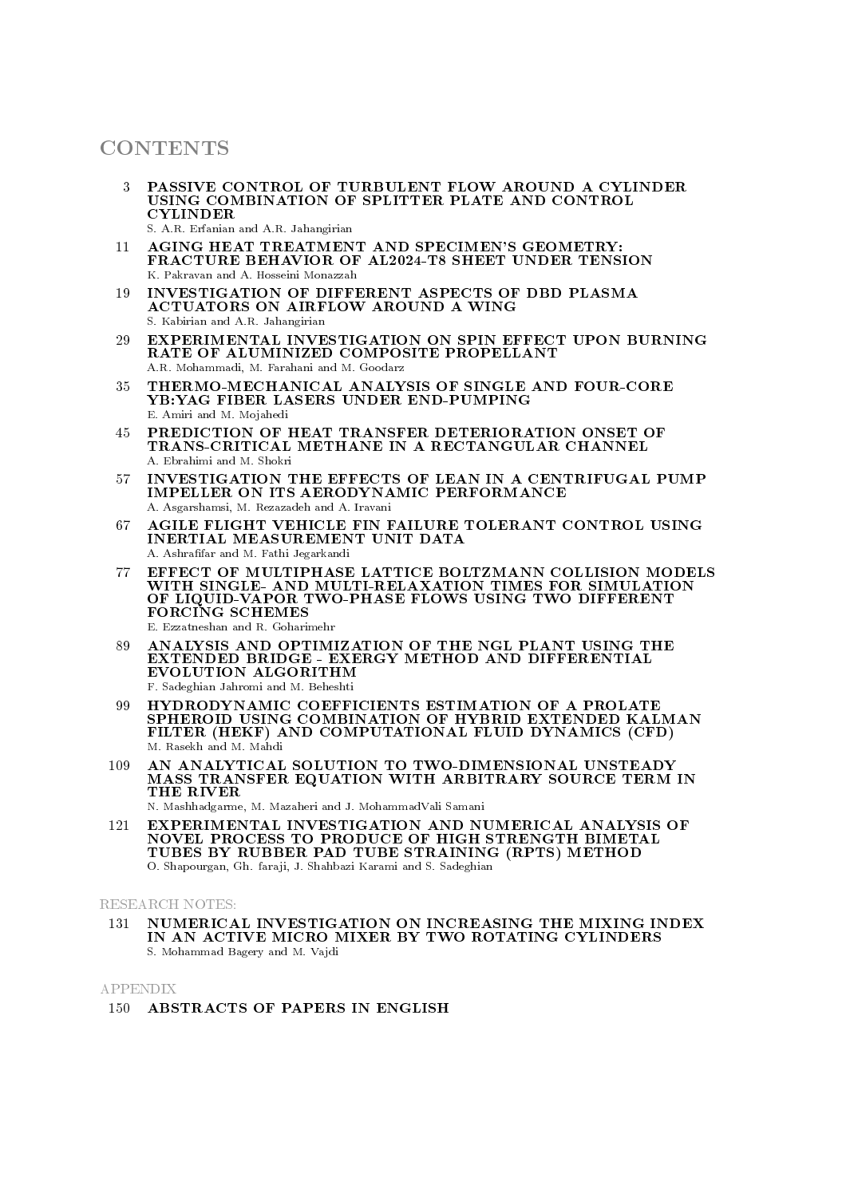# CONTENTS

3 **PASSIVE CONTROL OF TURBULENT FLOW AROUND A CYLINDER USING COMBINATION OF SPLITTER PLATE AND CONTROL CYLINDER**
S. A.R. Erfanian and A.R. Jahangirian

11 **AGING HEAT TREATMENT AND SPECIMEN'S GEOMETRY: FRACTURE BEHAVIOR OF AL2024-T8 SHEET UNDER TENSION**
K. Pakravan and A. Hosseini Monazzah

19 **INVESTIGATION OF DIFFERENT ASPECTS OF DBD PLASMA ACTUATORS ON AIRFLOW AROUND A WING**
S. Kabirian and A.R. Jahangirian

29 **EXPERIMENTAL INVESTIGATION ON SPIN EFFECT UPON BURNING RATE OF ALUMINIZED COMPOSITE PROPELLANT**
A.R. Mohammadi, M. Farahani and M. Goodarz

35 **THERMO-MECHANICAL ANALYSIS OF SINGLE AND FOUR-CORE YB:YAG FIBER LASERS UNDER END-PUMPING**
E. Amiri and M. Mojahedi

45 **PREDICTION OF HEAT TRANSFER DETERIORATION ONSET OF TRANS-CRITICAL METHANE IN A RECTANGULAR CHANNEL**
A. Ebrahimi and M. Shokri

57 **INVESTIGATION THE EFFECTS OF LEAN IN A CENTRIFUGAL PUMP IMPELLER ON ITS AERODYNAMIC PERFORMANCE**
A. Asgarshamsi, M. Rezazadeh and A. Iravani

67 **AGILE FLIGHT VEHICLE FIN FAILURE TOLERANT CONTROL USING INERTIAL MEASUREMENT UNIT DATA**
A. Ashrafifar and M. Fathi Jegarkandi

77 **EFFECT OF MULTIPHASE LATTICE BOLTZMANN COLLISION MODELS WITH SINGLE- AND MULTI-RELAXATION TIMES FOR SIMULATION OF LIQUID-VAPOR TWO-PHASE FLOWS USING TWO DIFFERENT FORCING SCHEMES**
E. Ezzatneshan and R. Goharimehr

89 **ANALYSIS AND OPTIMIZATION OF THE NGL PLANT USING THE EXTENDED BRIDGE - EXERGY METHOD AND DIFFERENTIAL EVOLUTION ALGORITHM**
F. Sadeghian Jahromi and M. Beheshti

99 **HYDRODYNAMIC COEFFICIENTS ESTIMATION OF A PROLATE SPHEROID USING COMBINATION OF HYBRID EXTENDED KALMAN FILTER (HEKF) AND COMPUTATIONAL FLUID DYNAMICS (CFD)**
M. Rasekh and M. Mahdi

109 **AN ANALYTICAL SOLUTION TO TWO-DIMENSIONAL UNSTEADY MASS TRANSFER EQUATION WITH ARBITRARY SOURCE TERM IN THE RIVER**
N. Mashhadgarme, M. Mazaheri and J. MohammadVali Samani

121 **EXPERIMENTAL INVESTIGATION AND NUMERICAL ANALYSIS OF NOVEL PROCESS TO PRODUCE OF HIGH STRENGTH BIMETAL TUBES BY RUBBER PAD TUBE STRAINING (RPTS) METHOD**
O. Shapourgan, Gh. faraji, J. Shahbazi Karami and S. Sadeghian

RESEARCH NOTES:

131 **NUMERICAL INVESTIGATION ON INCREASING THE MIXING INDEX IN AN ACTIVE MICRO MIXER BY TWO ROTATING CYLINDERS**
S. Mohammad Bagery and M. Vajdi

APPENDIX

150 **ABSTRACTS OF PAPERS IN ENGLISH**